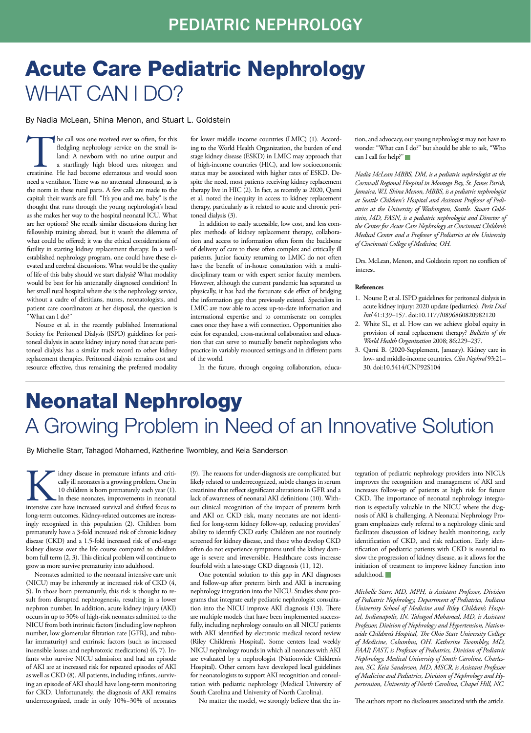PEDIATRIC NEPHROLOGY

# Acute Care Pediatric Nephrology
## WHAT CAN I DO?

By Nadia McLean, Shina Menon, and Stuart L. Goldstein

The call was one received ever so often, for this fledgling nephrology service on the small island: A newborn with no urine output and a startlingly high blood urea nitrogen and creatinine. He had become edematous and would soon need a ventilator. There was no antenatal ultrasound, as is the norm in these rural parts. A few calls are made to the capital: their wards are full. "It's you and me, baby" is the thought that runs through the young nephrologist's head as she makes her way to the hospital neonatal ICU. What are her options? She recalls similar discussions during her fellowship training abroad, but it wasn't the dilemma of what could be offered; it was the ethical considerations of futility in starting kidney replacement therapy. In a well-established nephrology program, one could have these elevated and cerebral discussions. What would be the quality of life of this baby should we start dialysis? What modality would be best for his antenatally diagnosed condition? In her small rural hospital where she is the nephrology service, without a cadre of dietitians, nurses, neonatologists, and patient care coordinators at her disposal, the question is "What can I do?"

Nourse et al. in the recently published International Society for Peritoneal Dialysis (ISPD) guidelines for peritoneal dialysis in acute kidney injury noted that acute peritoneal dialysis has a similar track record to other kidney replacement therapies. Peritoneal dialysis remains cost and resource effective, thus remaining the preferred modality for lower middle income countries (LMIC) (1). According to the World Health Organization, the burden of end stage kidney disease (ESKD) in LMIC may approach that of high-income countries (HIC), and low socioeconomic status may be associated with higher rates of ESKD. Despite the need, most patients receiving kidney replacement therapy live in HIC (2). In fact, as recently as 2020, Qarni et al. noted the inequity in access to kidney replacement therapy, particularly as it related to acute and chronic peritoneal dialysis (3).

In addition to easily accessible, low cost, and less complex methods of kidney replacement therapy, collaboration and access to information often form the backbone of delivery of care to these often complex and critically ill patients. Junior faculty returning to LMIC do not often have the benefit of in-house consultation with a multidisciplinary team or with expert senior faculty members. However, although the current pandemic has separated us physically, it has had the fortunate side effect of bridging the information gap that previously existed. Specialists in LMIC are now able to access up-to-date information and international expertise and to commiserate on complex cases once they have a wifi connection. Opportunities also exist for expanded, cross-national collaboration and education that can serve to mutually benefit nephrologists who practice in variably resourced settings and in different parts of the world.

In the future, through ongoing collaboration, education, and advocacy, our young nephrologist may not have to wonder "What can I do?" but should be able to ask, "Who can I call for help?"

*Nadia McLean MBBS, DM, is a pediatric nephrologist at the Cornwall Regional Hospital in Montego Bay, St. James Parish, Jamaica, W.I. Shina Menon, MBBS, is a pediatric nephrologist at Seattle Children's Hospital and Assistant Professor of Pediatrics at the University of Washington, Seattle. Stuart Goldstein, MD, FASN, is a pediatric nephrologist and Director of the Center for Acute Care Nephrology at Cincinnati Children's Medical Center and a Professor of Pediatrics at the University of Cincinnati College of Medicine, OH.*

Drs. McLean, Menon, and Goldstein report no conflicts of interest.

**References**

1. Nourse P, et al. ISPD guidelines for peritoneal dialysis in acute kidney injury: 2020 update (pediatrics). *Perit Dial Intl* 41:139–157. doi:10.1177/0896860820982120
2. White SL, et al. How can we achieve global equity in provision of renal replacement therapy? *Bulletin of the World Health Organization* 2008; 86:229–237.
3. Qarni B. (2020-Supplement, January). Kidney care in low- and middle-income countries. *Clin Nephrol* 93:21–30. doi:10.5414/CNP92S104

# Neonatal Nephrology
## A Growing Problem in Need of an Innovative Solution

By Michelle Starr, Tahagod Mohamed, Katherine Twombley, and Keia Sanderson

Kidney disease in premature infants and critically ill neonates is a growing problem. One in 10 children is born prematurely each year (1). In these neonates, improvements in neonatal intensive care have increased survival and shifted focus to long-term outcomes. Kidney-related outcomes are increasingly recognized in this population (2). Children born prematurely have a 3-fold increased risk of chronic kidney disease (CKD) and a 1.5-fold increased risk of end-stage kidney disease over the life course compared to children born full term (2, 3). This clinical problem will continue to grow as more survive prematurity into adulthood.

Neonates admitted to the neonatal intensive care unit (NICU) may be inherently at increased risk of CKD (4, 5). In those born prematurely, this risk is thought to result from disrupted nephrogenesis, resulting in a lower nephron number. In addition, acute kidney injury (AKI) occurs in up to 30% of high-risk neonates admitted to the NICU from both intrinsic factors (including low nephron number, low glomerular filtration rate [GFR], and tubular immaturity) and extrinsic factors (such as increased insensible losses and nephrotoxic medications) (6, 7). Infants who survive NICU admission and had an episode of AKI are at increased risk for repeated episodes of AKI as well as CKD (8). All patients, including infants, surviving an episode of AKI should have long-term monitoring for CKD. Unfortunately, the diagnosis of AKI remains underrecognized, made in only 10%–30% of neonates (9). The reasons for under-diagnosis are complicated but likely related to underrecognized, subtle changes in serum creatinine that reflect significant alterations in GFR and a lack of awareness of neonatal AKI definitions (10). Without clinical recognition of the impact of preterm birth and AKI on CKD risk, many neonates are not identified for long-term kidney follow-up, reducing providers' ability to identify CKD early. Children are not routinely screened for kidney disease, and those who develop CKD often do not experience symptoms until the kidney damage is severe and irreversible. Healthcare costs increase fourfold with a late-stage CKD diagnosis (11, 12).

One potential solution to this gap in AKI diagnoses and follow-up after preterm birth and AKI is increasing nephrology integration into the NICU. Studies show programs that integrate early pediatric nephrologist consultation into the NICU improve AKI diagnosis (13). There are multiple models that have been implemented successfully, including nephrology consults on all NICU patients with AKI identified by electronic medical record review (Riley Children's Hospital). Some centers lead weekly NICU nephrology rounds in which all neonates with AKI are evaluated by a nephrologist (Nationwide Children's Hospital). Other centers have developed local guidelines for neonatologists to support AKI recognition and consultation with pediatric nephrology (Medical University of South Carolina and University of North Carolina).

No matter the model, we strongly believe that the integration of pediatric nephrology providers into NICUs improves the recognition and management of AKI and increases follow-up of patients at high risk for future CKD. The importance of neonatal nephrology integration is especially valuable in the NICU where the diagnosis of AKI is challenging. A Neonatal Nephrology Program emphasizes early referral to a nephrology clinic and facilitates discussion of kidney health monitoring, early identification of CKD, and risk reduction. Early identification of pediatric patients with CKD is essential to slow the progression of kidney disease, as it allows for the initiation of treatment to improve kidney function into adulthood.

*Michelle Starr, MD, MPH, is Assistant Professor, Division of Pediatric Nephrology, Department of Pediatrics, Indiana University School of Medicine and Riley Children's Hospital, Indianapolis, IN. Tahagod Mohamed, MD, is Assistant Professor, Division of Nephrology and Hypertension, Nationwide Children's Hospital, The Ohio State University College of Medicine, Columbus, OH. Katherine Twombley, MD, FAAP, FAST, is Professor of Pediatrics, Division of Pediatric Nephrology, Medical University of South Carolina, Charleston, SC. Keia Sanderson, MD, MSCR, is Assistant Professor of Medicine and Pediatrics, Division of Nephrology and Hypertension, University of North Carolina, Chapel Hill, NC.*

The authors report no disclosures associated with the article.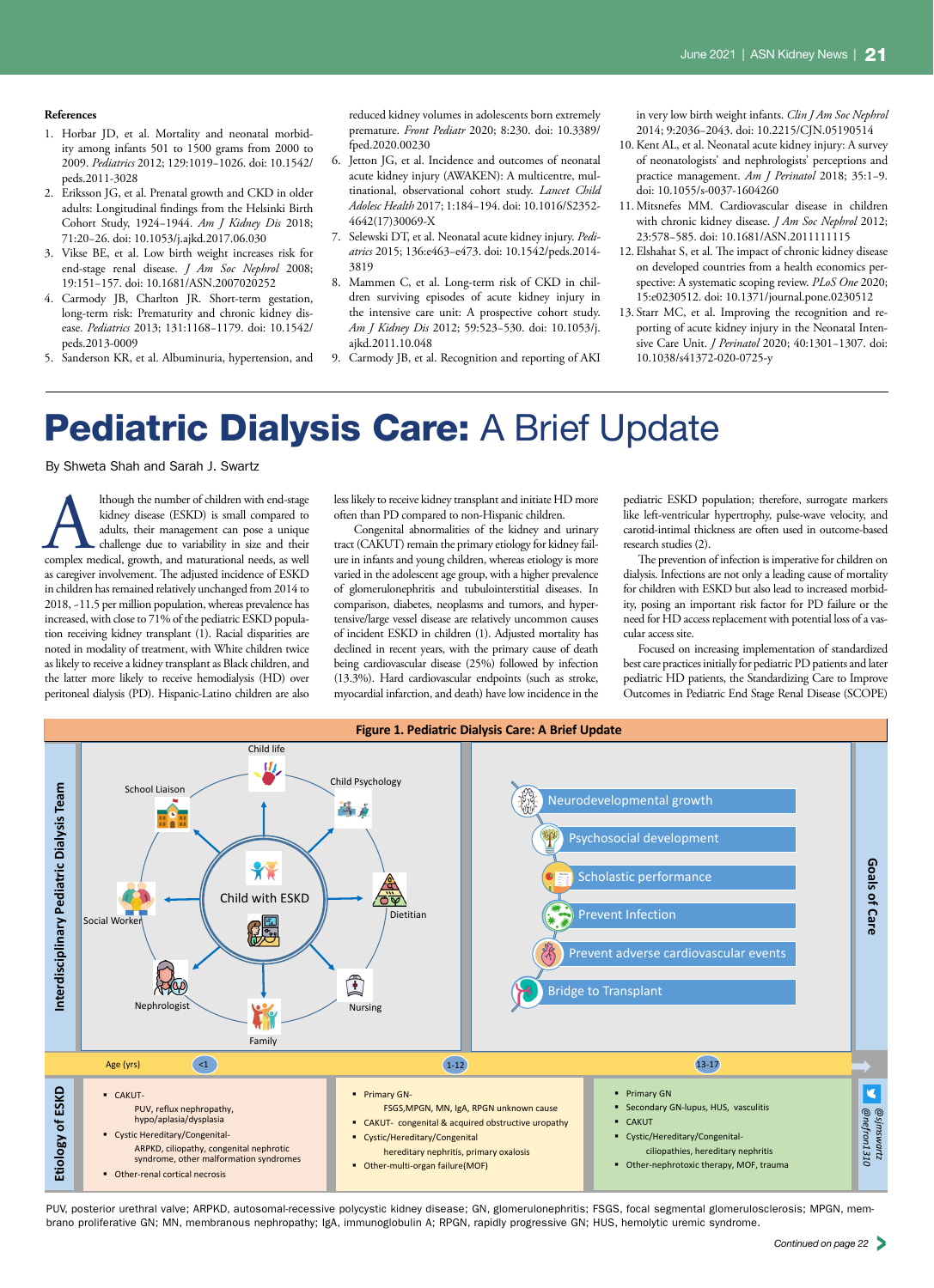**References**

1. Horbar JD, et al. Mortality and neonatal morbidity among infants 501 to 1500 grams from 2000 to 2009. *Pediatrics* 2012; 129:1019–1026. doi: 10.1542/peds.2011-3028
2. Eriksson JG, et al. Prenatal growth and CKD in older adults: Longitudinal findings from the Helsinki Birth Cohort Study, 1924–1944. *Am J Kidney Dis* 2018; 71:20–26. doi: 10.1053/j.ajkd.2017.06.030
3. Vikse BE, et al. Low birth weight increases risk for end-stage renal disease. *J Am Soc Nephrol* 2008; 19:151–157. doi: 10.1681/ASN.2007020252
4. Carmody JB, Charlton JR. Short-term gestation, long-term risk: Prematurity and chronic kidney disease. *Pediatrics* 2013; 131:1168–1179. doi: 10.1542/peds.2013-0009
5. Sanderson KR, et al. Albuminuria, hypertension, and reduced kidney volumes in adolescents born extremely premature. *Front Pediatr* 2020; 8:230. doi: 10.3389/fped.2020.00230
6. Jetton JG, et al. Incidence and outcomes of neonatal acute kidney injury (AWAKEN): A multicentre, multinational, observational cohort study. *Lancet Child Adolesc Health* 2017; 1:184–194. doi: 10.1016/S2352-4642(17)30069-X
7. Selewski DT, et al. Neonatal acute kidney injury. *Pediatrics* 2015; 136:e463–e473. doi: 10.1542/peds.2014-3819
8. Mammen C, et al. Long-term risk of CKD in children surviving episodes of acute kidney injury in the intensive care unit: A prospective cohort study. *Am J Kidney Dis* 2012; 59:523–530. doi: 10.1053/j.ajkd.2011.10.048
9. Carmody JB, et al. Recognition and reporting of AKI in very low birth weight infants. *Clin J Am Soc Nephrol* 2014; 9:2036–2043. doi: 10.2215/CJN.05190514
10. Kent AL, et al. Neonatal acute kidney injury: A survey of neonatologists' and nephrologists' perceptions and practice management. *Am J Perinatol* 2018; 35:1–9. doi: 10.1055/s-0037-1604260
11. Mitsnefes MM. Cardiovascular disease in children with chronic kidney disease. *J Am Soc Nephrol* 2012; 23:578–585. doi: 10.1681/ASN.2011111115
12. Elshahat S, et al. The impact of chronic kidney disease on developed countries from a health economics perspective: A systematic scoping review. *PLoS One* 2020; 15:e0230512. doi: 10.1371/journal.pone.0230512
13. Starr MC, et al. Improving the recognition and reporting of acute kidney injury in the Neonatal Intensive Care Unit. *J Perinatol* 2020; 40:1301–1307. doi: 10.1038/s41372-020-0725-y

# Pediatric Dialysis Care: A Brief Update

By Shweta Shah and Sarah J. Swartz

Although the number of children with end-stage kidney disease (ESKD) is small compared to adults, their management can pose a unique challenge due to variability in size and their complex medical, growth, and maturational needs, as well as caregiver involvement. The adjusted incidence of ESKD in children has remained relatively unchanged from 2014 to 2018, ~11.5 per million population, whereas prevalence has increased, with close to 71% of the pediatric ESKD population receiving kidney transplant (1). Racial disparities are noted in modality of treatment, with White children twice as likely to receive a kidney transplant as Black children, and the latter more likely to receive hemodialysis (HD) over peritoneal dialysis (PD). Hispanic-Latino children are also less likely to receive kidney transplant and initiate HD more often than PD compared to non-Hispanic children.

Congenital abnormalities of the kidney and urinary tract (CAKUT) remain the primary etiology for kidney failure in infants and young children, whereas etiology is more varied in the adolescent age group, with a higher prevalence of glomerulonephritis and tubulointerstitial diseases. In comparison, diabetes, neoplasms and tumors, and hypertensive/large vessel disease are relatively uncommon causes of incident ESKD in children (1). Adjusted mortality has declined in recent years, with the primary cause of death being cardiovascular disease (25%) followed by infection (13.3%). Hard cardiovascular endpoints (such as stroke, myocardial infarction, and death) have low incidence in the pediatric ESKD population; therefore, surrogate markers like left-ventricular hypertrophy, pulse-wave velocity, and carotid-intimal thickness are often used in outcome-based research studies (2).

The prevention of infection is imperative for children on dialysis. Infections are not only a leading cause of mortality for children with ESKD but also lead to increased morbidity, posing an important risk factor for PD failure or the need for HD access replacement with potential loss of a vascular access site.

Focused on increasing implementation of standardized best care practices initially for pediatric PD patients and later pediatric HD patients, the Standardizing Care to Improve Outcomes in Pediatric End Stage Renal Disease (SCOPE)

**Figure 1. Pediatric Dialysis Care: A Brief Update**

Interdisciplinary Pediatric Dialysis Team

Child with ESKD

Child life
Child Psychology
Dietitian
Nursing
Family
Nephrologist
Social Worker
School Liaison

Goals of Care

Neurodevelopmental growth
Psychosocial development
Scholastic performance
Prevent Infection
Prevent adverse cardiovascular events
Bridge to Transplant

Age (yrs)

Etiology of ESKD

<1
- CAKUT- PUV, reflux nephropathy, hypo/aplasia/dysplasia
- Cystic Hereditary/Congenital- ARPKD, ciliopathy, congenital nephrotic syndrome, other malformation syndromes
- Other-renal cortical necrosis

1-12
- Primary GN- FSGS,MPGN, MN, IgA, RPGN unknown cause
- CAKUT- congenital & acquired obstructive uropathy
- Cystic/Hereditary/Congenital hereditary nephritis, primary oxalosis
- Other-multi-organ failure(MOF)

13-17
- Primary GN
- Secondary GN-lupus, HUS, vasculitis
- CAKUT
- Cystic/Hereditary/Congenital- ciliopathies, hereditary nephritis
- Other-nephrotoxic therapy, MOF, trauma

@sjmswartz
@nefron1310

PUV, posterior urethral valve; ARPKD, autosomal-recessive polycystic kidney disease; GN, glomerulonephritis; FSGS, focal segmental glomerulosclerosis; MPGN, membrano proliferative GN; MN, membranous nephropathy; IgA, immunoglobulin A; RPGN, rapidly progressive GN; HUS, hemolytic uremic syndrome.

*Continued on page 22*